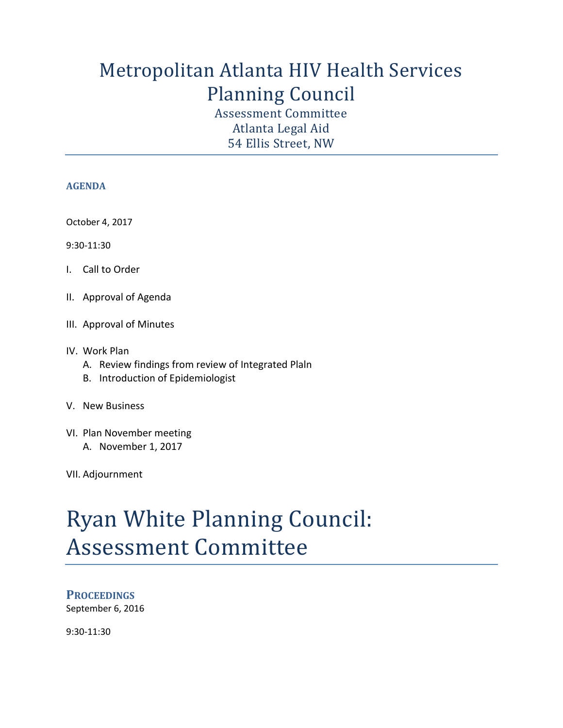# Metropolitan Atlanta HIV Health Services Planning Council

Assessment Committee
Atlanta Legal Aid
54 Ellis Street, NW

### AGENDA

October 4, 2017

9:30-11:30

I. Call to Order

II. Approval of Agenda

III. Approval of Minutes

IV. Work Plan
   A. Review findings from review of Integrated Plaln
   B. Introduction of Epidemiologist

V. New Business

VI. Plan November meeting
   A. November 1, 2017

VII. Adjournment

# Ryan White Planning Council: Assessment Committee

### PROCEEDINGS

September 6, 2016

9:30-11:30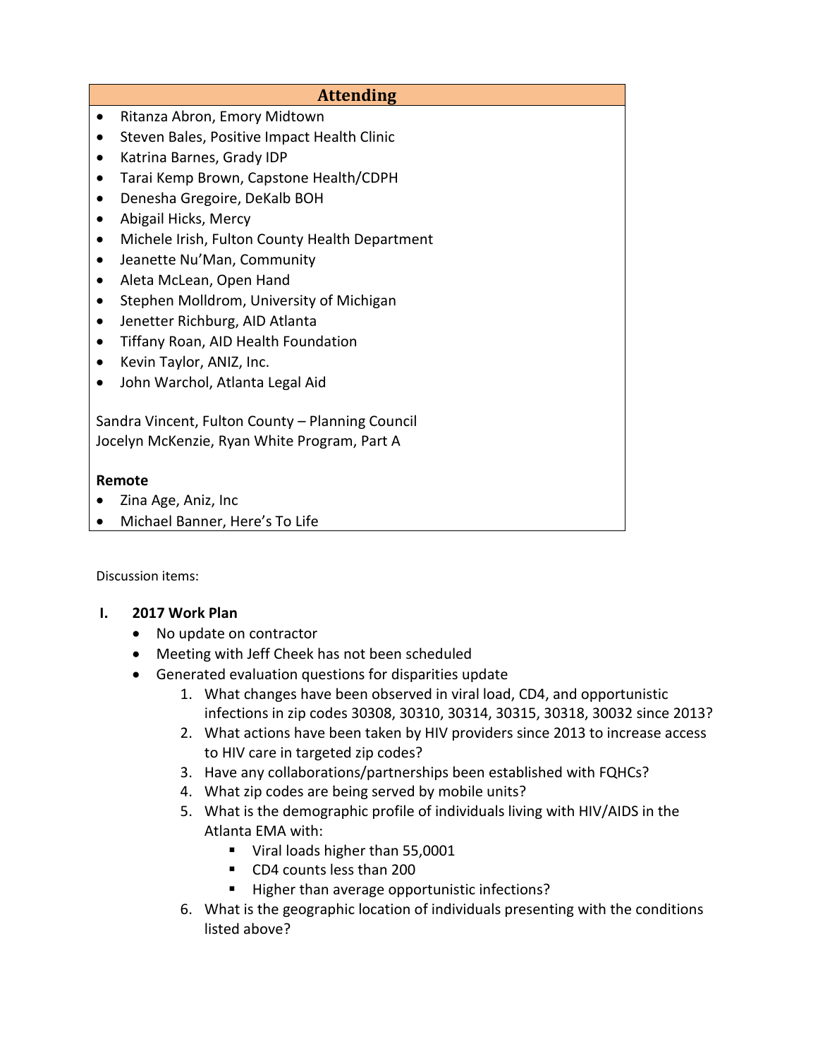## Attending

- Ritanza Abron, Emory Midtown
- Steven Bales, Positive Impact Health Clinic
- Katrina Barnes, Grady IDP
- Tarai Kemp Brown, Capstone Health/CDPH
- Denesha Gregoire, DeKalb BOH
- Abigail Hicks, Mercy
- Michele Irish, Fulton County Health Department
- Jeanette Nu'Man, Community
- Aleta McLean, Open Hand
- Stephen Molldrom, University of Michigan
- Jenetter Richburg, AID Atlanta
- Tiffany Roan, AID Health Foundation
- Kevin Taylor, ANIZ, Inc.
- John Warchol, Atlanta Legal Aid

Sandra Vincent, Fulton County – Planning Council
Jocelyn McKenzie, Ryan White Program, Part A

**Remote**

- Zina Age, Aniz, Inc
- Michael Banner, Here's To Life

Discussion items:

**I. 2017 Work Plan**

- No update on contractor
- Meeting with Jeff Cheek has not been scheduled
- Generated evaluation questions for disparities update
  1. What changes have been observed in viral load, CD4, and opportunistic infections in zip codes 30308, 30310, 30314, 30315, 30318, 30032 since 2013?
  2. What actions have been taken by HIV providers since 2013 to increase access to HIV care in targeted zip codes?
  3. Have any collaborations/partnerships been established with FQHCs?
  4. What zip codes are being served by mobile units?
  5. What is the demographic profile of individuals living with HIV/AIDS in the Atlanta EMA with:
     - Viral loads higher than 55,0001
     - CD4 counts less than 200
     - Higher than average opportunistic infections?
  6. What is the geographic location of individuals presenting with the conditions listed above?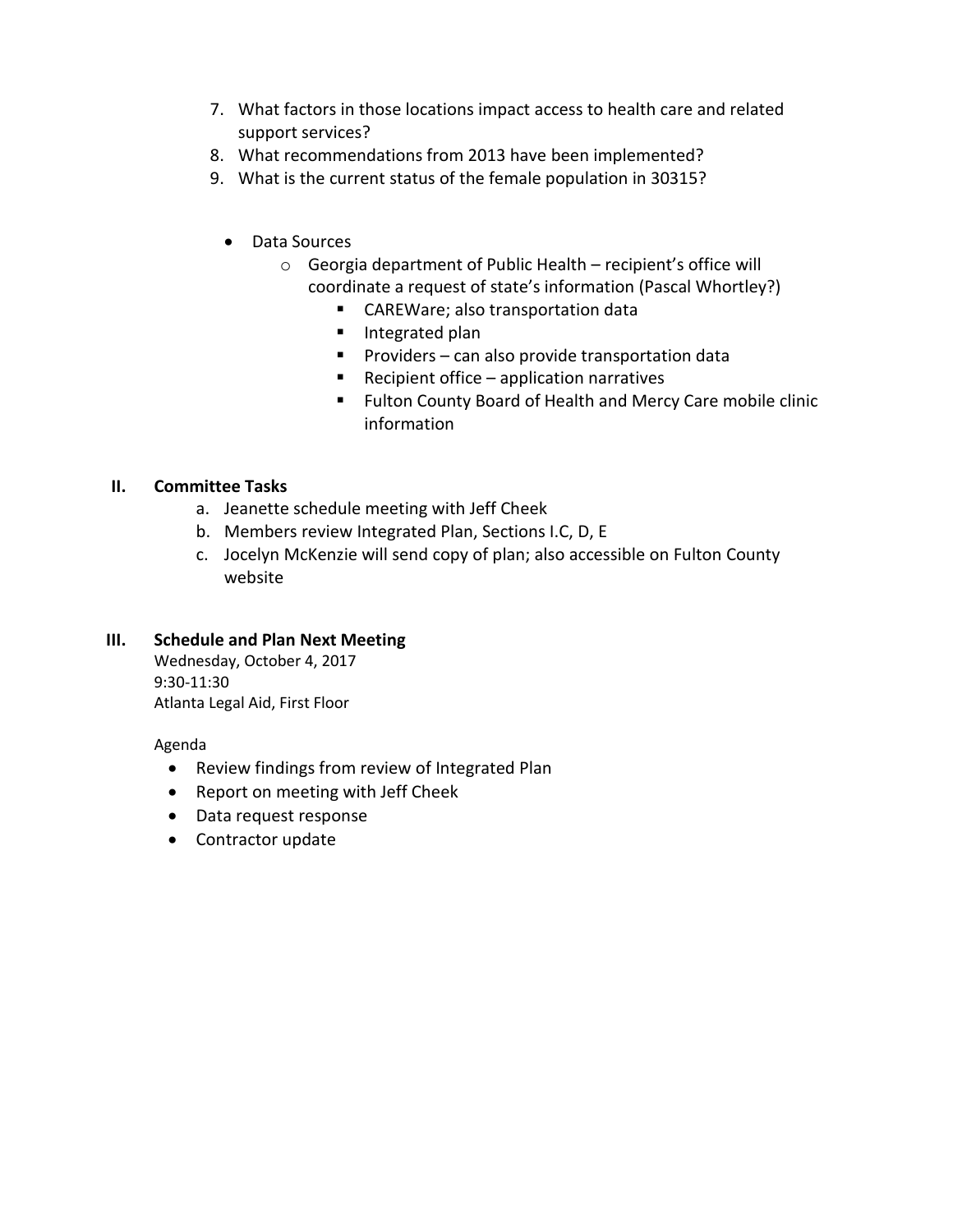7. What factors in those locations impact access to health care and related support services?
8. What recommendations from 2013 have been implemented?
9. What is the current status of the female population in 30315?

- Data Sources
  - Georgia department of Public Health – recipient's office will coordinate a request of state's information (Pascal Whortley?)
    - CAREWare; also transportation data
    - Integrated plan
    - Providers – can also provide transportation data
    - Recipient office – application narratives
    - Fulton County Board of Health and Mercy Care mobile clinic information

## II. Committee Tasks

a. Jeanette schedule meeting with Jeff Cheek
b. Members review Integrated Plan, Sections I.C, D, E
c. Jocelyn McKenzie will send copy of plan; also accessible on Fulton County website

## III. Schedule and Plan Next Meeting

Wednesday, October 4, 2017
9:30-11:30
Atlanta Legal Aid, First Floor

Agenda

- Review findings from review of Integrated Plan
- Report on meeting with Jeff Cheek
- Data request response
- Contractor update